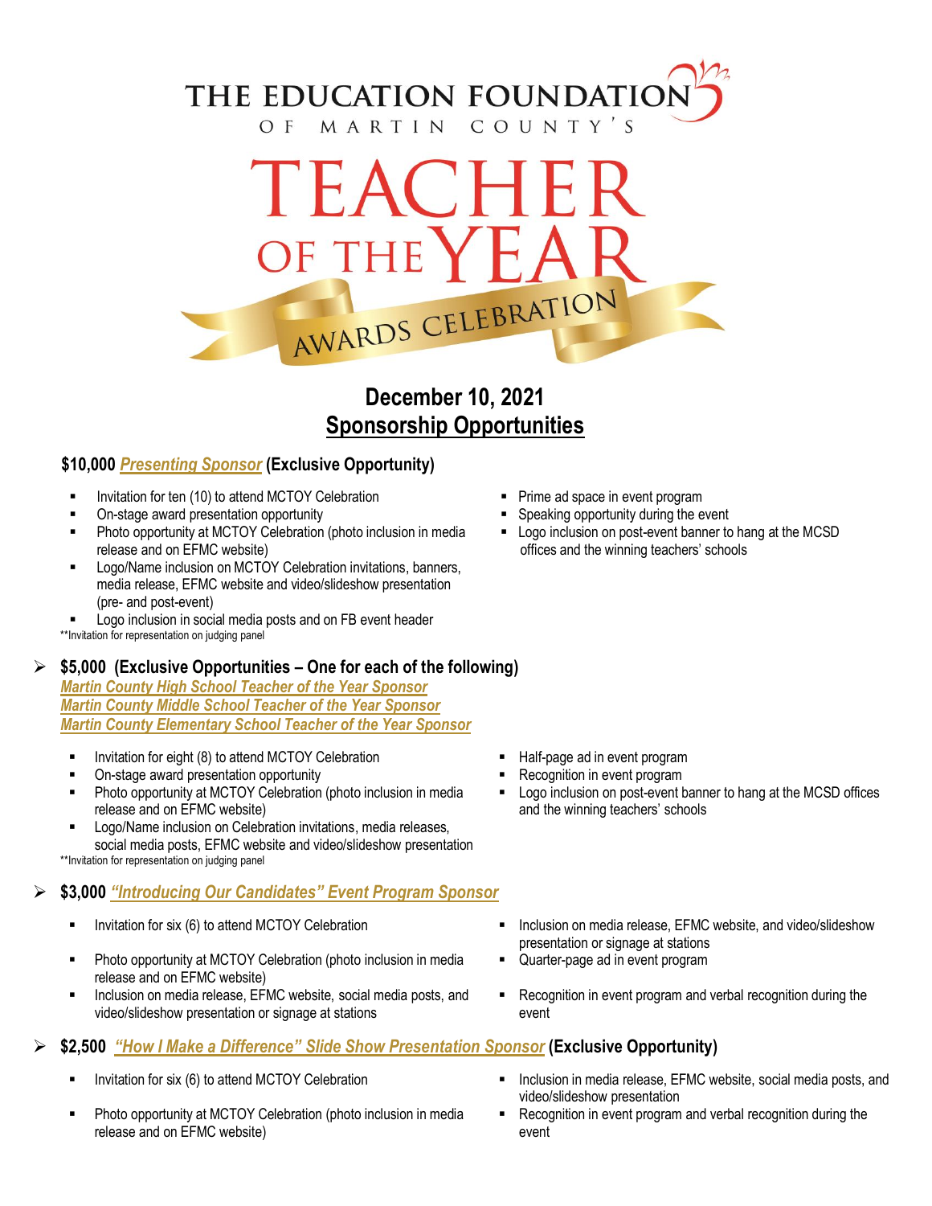# THE EDUCATION FOUNDATION OF MARTIN COUNTY'S

# TEACHER OF THE YEAR

## AWARDS CELEBRATION

## December 10, 2021
## Sponsorship Opportunities

### $10,000 *Presenting Sponsor* (Exclusive Opportunity)

- Invitation for ten (10) to attend MCTOY Celebration
- On-stage award presentation opportunity
- Photo opportunity at MCTOY Celebration (photo inclusion in media release and on EFMC website)
- Logo/Name inclusion on MCTOY Celebration invitations, banners, media release, EFMC website and video/slideshow presentation (pre- and post-event)
- Logo inclusion in social media posts and on FB event header
- Prime ad space in event program
- Speaking opportunity during the event
- Logo inclusion on post-event banner to hang at the MCSD offices and the winning teachers' schools

**Invitation for representation on judging panel

### $5,000 (Exclusive Opportunities – One for each of the following)

*Martin County High School Teacher of the Year Sponsor*
*Martin County Middle School Teacher of the Year Sponsor*
*Martin County Elementary School Teacher of the Year Sponsor*

- Invitation for eight (8) to attend MCTOY Celebration
- On-stage award presentation opportunity
- Photo opportunity at MCTOY Celebration (photo inclusion in media release and on EFMC website)
- Logo/Name inclusion on Celebration invitations, media releases, social media posts, EFMC website and video/slideshow presentation
- Half-page ad in event program
- Recognition in event program
- Logo inclusion on post-event banner to hang at the MCSD offices and the winning teachers' schools

**Invitation for representation on judging panel

### $3,000 *"Introducing Our Candidates" Event Program Sponsor*

- Invitation for six (6) to attend MCTOY Celebration
- Photo opportunity at MCTOY Celebration (photo inclusion in media release and on EFMC website)
- Inclusion on media release, EFMC website, social media posts, and video/slideshow presentation or signage at stations
- Inclusion on media release, EFMC website, and video/slideshow presentation or signage at stations
- Quarter-page ad in event program
- Recognition in event program and verbal recognition during the event

### $2,500 *"How I Make a Difference" Slide Show Presentation Sponsor* (Exclusive Opportunity)

- Invitation for six (6) to attend MCTOY Celebration
- Photo opportunity at MCTOY Celebration (photo inclusion in media release and on EFMC website)
- Inclusion in media release, EFMC website, social media posts, and video/slideshow presentation
- Recognition in event program and verbal recognition during the event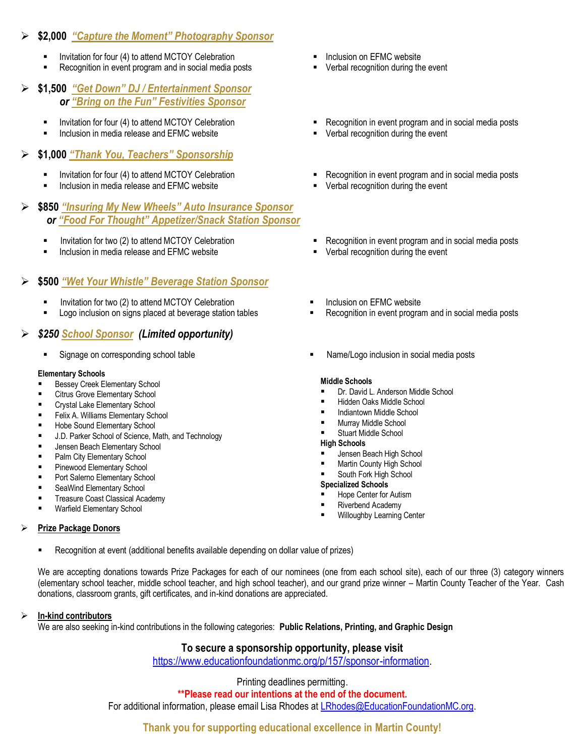- **$2,000** ***"Capture the Moment" Photography Sponsor***
  - Invitation for four (4) to attend MCTOY Celebration
  - Recognition in event program and in social media posts
  - Inclusion on EFMC website
  - Verbal recognition during the event

- **$1,500** ***"Get Down" DJ / Entertainment Sponsor***
  ***or "Bring on the Fun" Festivities Sponsor***
  - Invitation for four (4) to attend MCTOY Celebration
  - Inclusion in media release and EFMC website
  - Recognition in event program and in social media posts
  - Verbal recognition during the event

- **$1,000** ***"Thank You, Teachers" Sponsorship***
  - Invitation for four (4) to attend MCTOY Celebration
  - Inclusion in media release and EFMC website
  - Recognition in event program and in social media posts
  - Verbal recognition during the event

- **$850** ***"Insuring My New Wheels" Auto Insurance Sponsor***
  ***or "Food For Thought" Appetizer/Snack Station Sponsor***
  - Invitation for two (2) to attend MCTOY Celebration
  - Inclusion in media release and EFMC website
  - Recognition in event program and in social media posts
  - Verbal recognition during the event

- **$500** ***"Wet Your Whistle" Beverage Station Sponsor***
  - Invitation for two (2) to attend MCTOY Celebration
  - Logo inclusion on signs placed at beverage station tables
  - Inclusion on EFMC website
  - Recognition in event program and in social media posts

- ***$250 School Sponsor (Limited opportunity)***
  - Signage on corresponding school table
  - Name/Logo inclusion in social media posts

**Elementary Schools**
- Bessey Creek Elementary School
- Citrus Grove Elementary School
- Crystal Lake Elementary School
- Felix A. Williams Elementary School
- Hobe Sound Elementary School
- J.D. Parker School of Science, Math, and Technology
- Jensen Beach Elementary School
- Palm City Elementary School
- Pinewood Elementary School
- Port Salerno Elementary School
- SeaWind Elementary School
- Treasure Coast Classical Academy
- Warfield Elementary School

**Middle Schools**
- Dr. David L. Anderson Middle School
- Hidden Oaks Middle School
- Indiantown Middle School
- Murray Middle School
- Stuart Middle School

**High Schools**
- Jensen Beach High School
- Martin County High School
- South Fork High School

**Specialized Schools**
- Hope Center for Autism
- Riverbend Academy
- Willoughby Learning Center

- **Prize Package Donors**
  - Recognition at event (additional benefits available depending on dollar value of prizes)

We are accepting donations towards Prize Packages for each of our nominees (one from each school site), each of our three (3) category winners (elementary school teacher, middle school teacher, and high school teacher), and our grand prize winner – Martin County Teacher of the Year. Cash donations, classroom grants, gift certificates, and in-kind donations are appreciated.

- **In-kind contributors**
  We are also seeking in-kind contributions in the following categories: **Public Relations, Printing, and Graphic Design**

**To secure a sponsorship opportunity, please visit**
https://www.educationfoundationmc.org/p/157/sponsor-information.

Printing deadlines permitting.

**\*\*Please read our intentions at the end of the document.**

For additional information, please email Lisa Rhodes at LRhodes@EducationFoundationMC.org.

**Thank you for supporting educational excellence in Martin County!**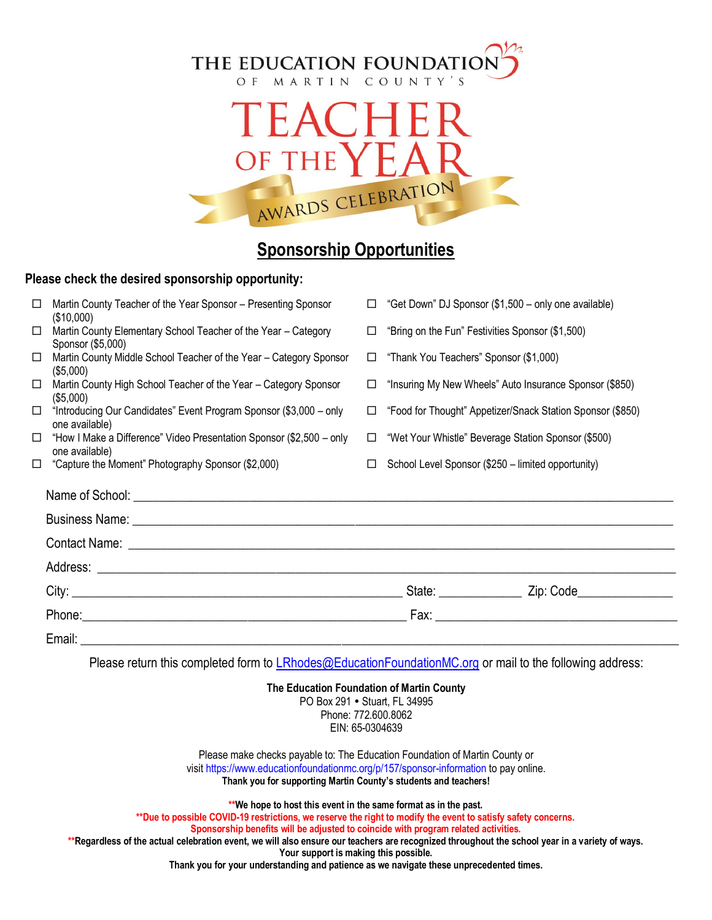# THE EDUCATION FOUNDATION OF MARTIN COUNTY'S

# TEACHER OF THE YEAR

AWARDS CELEBRATION

## Sponsorship Opportunities

**Please check the desired sponsorship opportunity:**

- ☐ Martin County Teacher of the Year Sponsor – Presenting Sponsor ($10,000)
- ☐ Martin County Elementary School Teacher of the Year – Category Sponsor ($5,000)
- ☐ Martin County Middle School Teacher of the Year – Category Sponsor ($5,000)
- ☐ Martin County High School Teacher of the Year – Category Sponsor ($5,000)
- ☐ "Introducing Our Candidates" Event Program Sponsor ($3,000 – only one available)
- ☐ "How I Make a Difference" Video Presentation Sponsor ($2,500 – only one available)
- ☐ "Capture the Moment" Photography Sponsor ($2,000)
- ☐ "Get Down" DJ Sponsor ($1,500 – only one available)
- ☐ "Bring on the Fun" Festivities Sponsor ($1,500)
- ☐ "Thank You Teachers" Sponsor ($1,000)
- ☐ "Insuring My New Wheels" Auto Insurance Sponsor ($850)
- ☐ "Food for Thought" Appetizer/Snack Station Sponsor ($850)
- ☐ "Wet Your Whistle" Beverage Station Sponsor ($500)
- ☐ School Level Sponsor ($250 – limited opportunity)

Name of School: ______________________________________________

Business Name: ______________________________________________

Contact Name: ______________________________________________

Address: ______________________________________________

City: ______________________ State: __________ Zip: Code__________

Phone:______________________ Fax: ______________________

Email: ______________________________________________

Please return this completed form to LRhodes@EducationFoundationMC.org or mail to the following address:

**The Education Foundation of Martin County**
PO Box 291 • Stuart, FL 34995
Phone: 772.600.8062
EIN: 65-0304639

Please make checks payable to: The Education Foundation of Martin County or visit https://www.educationfoundationmc.org/p/157/sponsor-information to pay online.
**Thank you for supporting Martin County's students and teachers!**

****We hope to host this event in the same format as in the past.**
****Due to possible COVID-19 restrictions, we reserve the right to modify the event to satisfy safety concerns.**
**Sponsorship benefits will be adjusted to coincide with program related activities.**
****Regardless of the actual celebration event, we will also ensure our teachers are recognized throughout the school year in a variety of ways.**
**Your support is making this possible.**
**Thank you for your understanding and patience as we navigate these unprecedented times.**